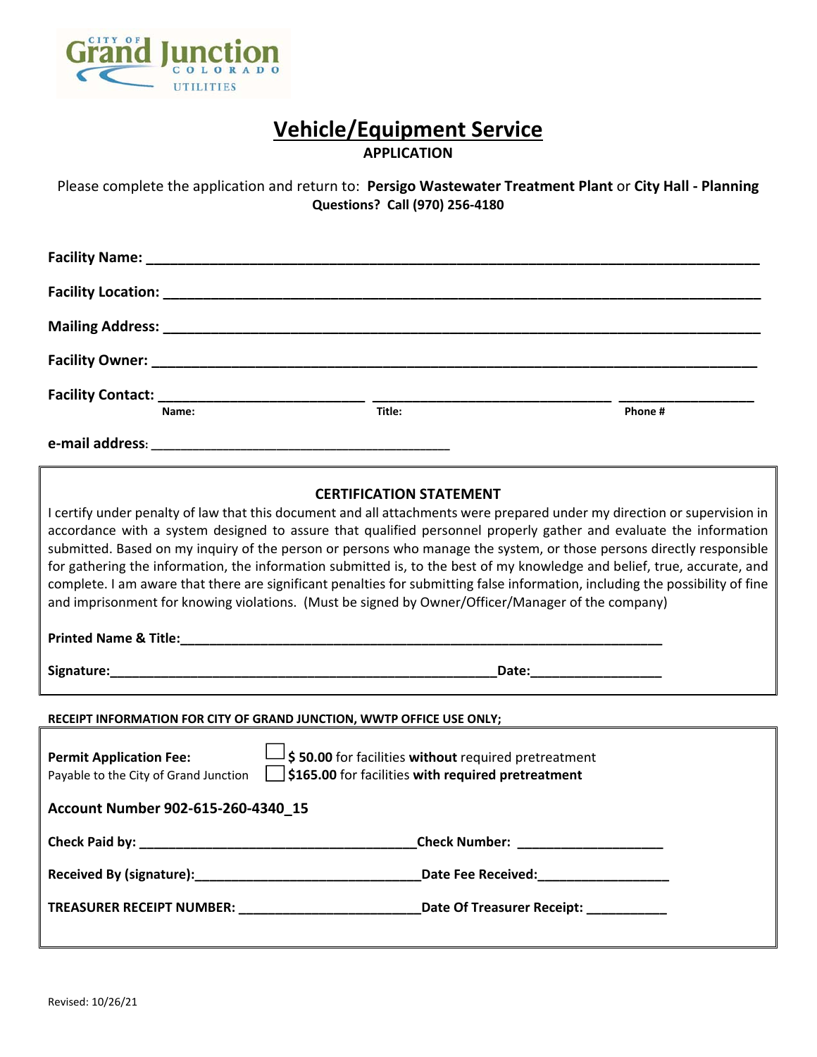City of Grand Junction Colorado Utilities

# Vehicle/Equipment Service

**APPLICATION**

Please complete the application and return to: **Persigo Wastewater Treatment Plant** or **City Hall - Planning**

**Questions? Call (970) 256-4180**

**Facility Name:** ____________________________________________

**Facility Location:** ____________________________________________

**Mailing Address:** ____________________________________________

**Facility Owner:** ____________________________________________

**Facility Contact:** ______________________ ______________________ ______________

Name: Title: Phone #

**e-mail address**: ______________________________

---

**CERTIFICATION STATEMENT**

I certify under penalty of law that this document and all attachments were prepared under my direction or supervision in accordance with a system designed to assure that qualified personnel properly gather and evaluate the information submitted. Based on my inquiry of the person or persons who manage the system, or those persons directly responsible for gathering the information, the information submitted is, to the best of my knowledge and belief, true, accurate, and complete. I am aware that there are significant penalties for submitting false information, including the possibility of fine and imprisonment for knowing violations. (Must be signed by Owner/Officer/Manager of the company)

**Printed Name & Title:**______________________________________________

**Signature:**_________________________________________**Date:**______________

---

**RECEIPT INFORMATION FOR CITY OF GRAND JUNCTION, WWTP OFFICE USE ONLY;**

**Permit Application Fee:**
Payable to the City of Grand Junction

- ☐ **$ 50.00** for facilities **without** required pretreatment
- ☐ **$165.00** for facilities **with required pretreatment**

**Account Number 902-615-260-4340_15**

**Check Paid by:** ______________________________**Check Number:** ________________

**Received By (signature):**________________________**Date Fee Received:**______________

**TREASURER RECEIPT NUMBER:** ____________________**Date Of Treasurer Receipt:** __________

Revised: 10/26/21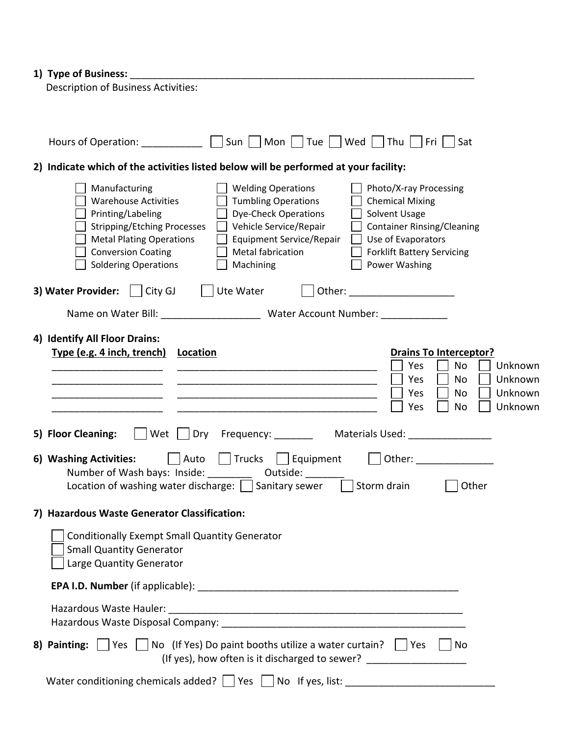**1) Type of Business:** ________________________________________________________________

Description of Business Activities:

Hours of Operation: ___________ ☐ Sun ☐ Mon ☐ Tue ☐ Wed ☐ Thu ☐ Fri ☐ Sat

**2) Indicate which of the activities listed below will be performed at your facility:**

| | | |
|---|---|---|
| ☐ Manufacturing | ☐ Welding Operations | ☐ Photo/X-ray Processing |
| ☐ Warehouse Activities | ☐ Tumbling Operations | ☐ Chemical Mixing |
| ☐ Printing/Labeling | ☐ Dye-Check Operations | ☐ Solvent Usage |
| ☐ Stripping/Etching Processes | ☐ Vehicle Service/Repair | ☐ Container Rinsing/Cleaning |
| ☐ Metal Plating Operations | ☐ Equipment Service/Repair | ☐ Use of Evaporators |
| ☐ Conversion Coating | ☐ Metal fabrication | ☐ Forklift Battery Servicing |
| ☐ Soldering Operations | ☐ Machining | ☐ Power Washing |

**3) Water Provider:** ☐ City GJ ☐ Ute Water ☐ Other: ___________________

Name on Water Bill: __________________ Water Account Number: ____________

**4) Identify All Floor Drains:**

| Type (e.g. 4 inch, trench) | Location | Drains To Interceptor? |
|---|---|---|
| ____________________ | ______________________________________ | ☐ Yes ☐ No ☐ Unknown |
| ____________________ | ______________________________________ | ☐ Yes ☐ No ☐ Unknown |
| ____________________ | ______________________________________ | ☐ Yes ☐ No ☐ Unknown |
| ____________________ | ______________________________________ | ☐ Yes ☐ No ☐ Unknown |

**5) Floor Cleaning:** ☐ Wet ☐ Dry Frequency: _______ Materials Used: _______________

**6) Washing Activities:** ☐ Auto ☐ Trucks ☐ Equipment ☐ Other: ______________

Number of Wash bays: Inside: ________ Outside: _______

Location of washing water discharge: ☐ Sanitary sewer ☐ Storm drain ☐ Other

**7) Hazardous Waste Generator Classification:**

☐ Conditionally Exempt Small Quantity Generator
☐ Small Quantity Generator
☐ Large Quantity Generator

**EPA I.D. Number** (if applicable): _______________________________________________

Hazardous Waste Hauler: ________________________________________________________

Hazardous Waste Disposal Company: _______________________________________________

**8) Painting:** ☐ Yes ☐ No (If Yes) Do paint booths utilize a water curtain? ☐ Yes ☐ No

(If yes), how often is it discharged to sewer? __________________

Water conditioning chemicals added? ☐ Yes ☐ No If yes, list: ___________________________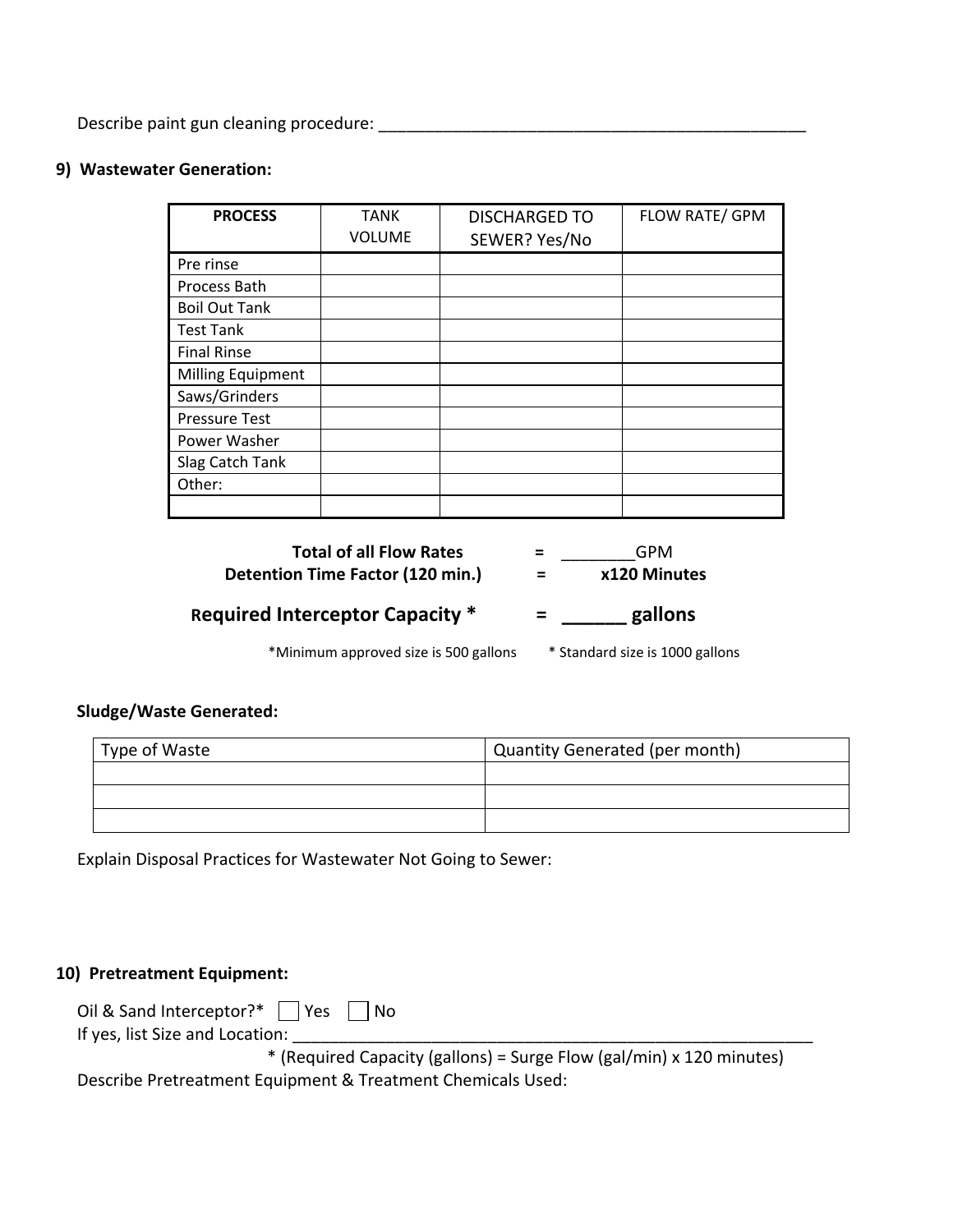Describe paint gun cleaning procedure: ________________________________________________

**9) Wastewater Generation:**

| PROCESS | TANK VOLUME | DISCHARGED TO SEWER? Yes/No | FLOW RATE/ GPM |
|---|---|---|---|
| Pre rinse | | | |
| Process Bath | | | |
| Boil Out Tank | | | |
| Test Tank | | | |
| Final Rinse | | | |
| Milling Equipment | | | |
| Saws/Grinders | | | |
| Pressure Test | | | |
| Power Washer | | | |
| Slag Catch Tank | | | |
| Other: | | | |
| | | | |

**Total of all Flow Rates** = ________GPM

**Detention Time Factor (120 min.)** = **x120 Minutes**

**Required Interceptor Capacity *** = **______ gallons**

*Minimum approved size is 500 gallons * Standard size is 1000 gallons

**Sludge/Waste Generated:**

| Type of Waste | Quantity Generated (per month) |
|---|---|
| | |
| | |
| | |

Explain Disposal Practices for Wastewater Not Going to Sewer:

**10) Pretreatment Equipment:**

Oil & Sand Interceptor?* ☐ Yes ☐ No

If yes, list Size and Location: ____________________________________________________________

* (Required Capacity (gallons) = Surge Flow (gal/min) x 120 minutes)

Describe Pretreatment Equipment & Treatment Chemicals Used: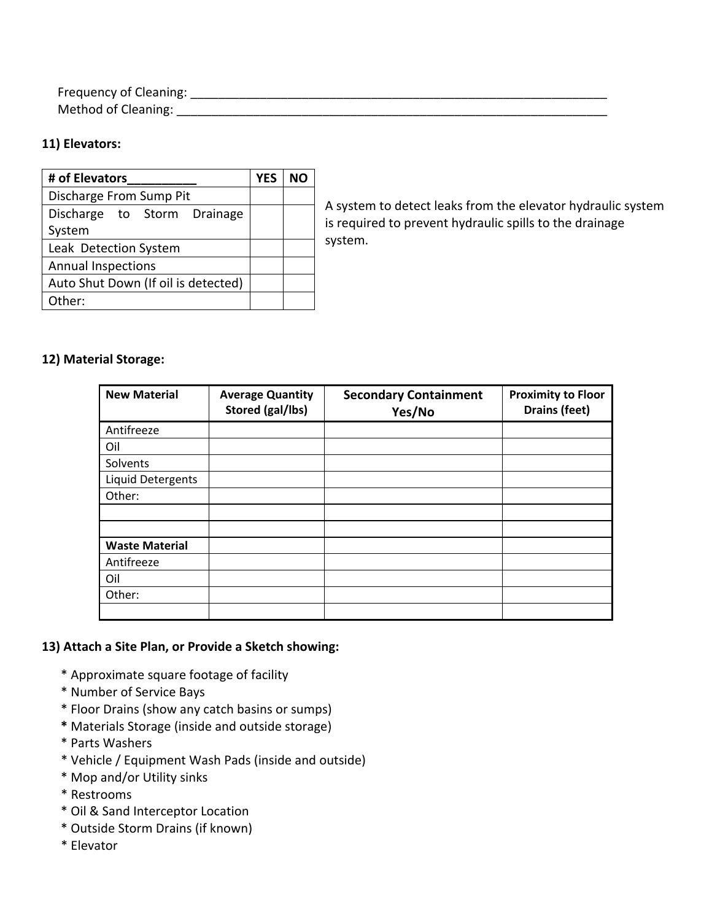Frequency of Cleaning: ___________________________________________________________________
Method of Cleaning: _____________________________________________________________________

**11) Elevators:**

| # of Elevators__________ | YES | NO |
|---|---|---|
| Discharge From Sump Pit | | |
| Discharge to Storm Drainage System | | |
| Leak Detection System | | |
| Annual Inspections | | |
| Auto Shut Down (If oil is detected) | | |
| Other: | | |

A system to detect leaks from the elevator hydraulic system is required to prevent hydraulic spills to the drainage system.

**12) Material Storage:**

| New Material | Average Quantity Stored (gal/lbs) | Secondary Containment Yes/No | Proximity to Floor Drains (feet) |
|---|---|---|---|
| Antifreeze | | | |
| Oil | | | |
| Solvents | | | |
| Liquid Detergents | | | |
| Other: | | | |
| | | | |
| | | | |
| **Waste Material** | | | |
| Antifreeze | | | |
| Oil | | | |
| Other: | | | |
| | | | |

**13) Attach a Site Plan, or Provide a Sketch showing:**

* Approximate square footage of facility
* Number of Service Bays
* Floor Drains (show any catch basins or sumps)
* Materials Storage (inside and outside storage)
* Parts Washers
* Vehicle / Equipment Wash Pads (inside and outside)
* Mop and/or Utility sinks
* Restrooms
* Oil & Sand Interceptor Location
* Outside Storm Drains (if known)
* Elevator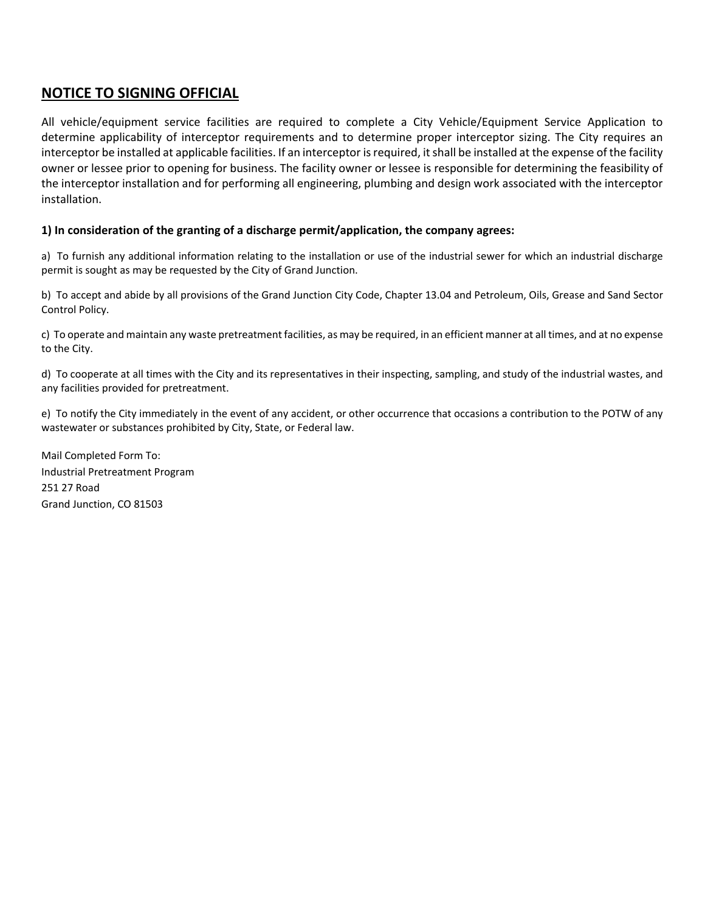## NOTICE TO SIGNING OFFICIAL

All vehicle/equipment service facilities are required to complete a City Vehicle/Equipment Service Application to determine applicability of interceptor requirements and to determine proper interceptor sizing. The City requires an interceptor be installed at applicable facilities. If an interceptor is required, it shall be installed at the expense of the facility owner or lessee prior to opening for business. The facility owner or lessee is responsible for determining the feasibility of the interceptor installation and for performing all engineering, plumbing and design work associated with the interceptor installation.

**1) In consideration of the granting of a discharge permit/application, the company agrees:**

a) To furnish any additional information relating to the installation or use of the industrial sewer for which an industrial discharge permit is sought as may be requested by the City of Grand Junction.

b) To accept and abide by all provisions of the Grand Junction City Code, Chapter 13.04 and Petroleum, Oils, Grease and Sand Sector Control Policy.

c) To operate and maintain any waste pretreatment facilities, as may be required, in an efficient manner at all times, and at no expense to the City.

d) To cooperate at all times with the City and its representatives in their inspecting, sampling, and study of the industrial wastes, and any facilities provided for pretreatment.

e) To notify the City immediately in the event of any accident, or other occurrence that occasions a contribution to the POTW of any wastewater or substances prohibited by City, State, or Federal law.

Mail Completed Form To:
Industrial Pretreatment Program
251 27 Road
Grand Junction, CO 81503